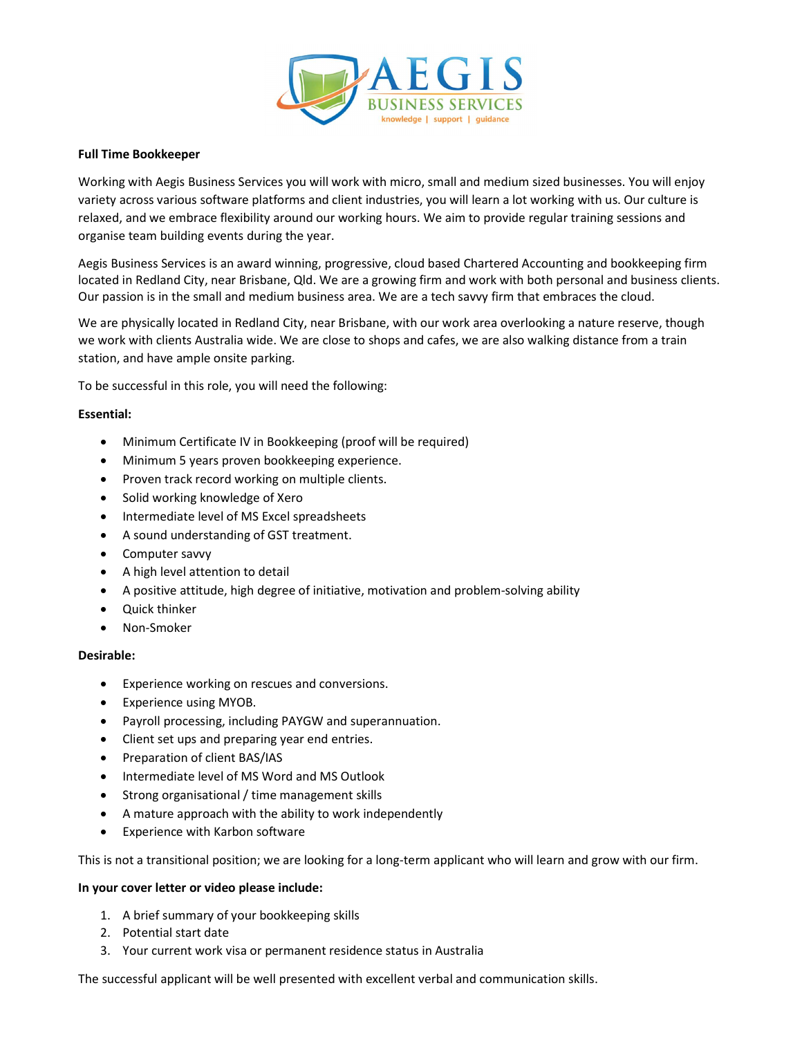**Full Time Bookkeeper**

Working with Aegis Business Services you will work with micro, small and medium sized businesses. You will enjoy variety across various software platforms and client industries, you will learn a lot working with us. Our culture is relaxed, and we embrace flexibility around our working hours. We aim to provide regular training sessions and organise team building events during the year.

Aegis Business Services is an award winning, progressive, cloud based Chartered Accounting and bookkeeping firm located in Redland City, near Brisbane, Qld. We are a growing firm and work with both personal and business clients. Our passion is in the small and medium business area. We are a tech savvy firm that embraces the cloud.

We are physically located in Redland City, near Brisbane, with our work area overlooking a nature reserve, though we work with clients Australia wide. We are close to shops and cafes, we are also walking distance from a train station, and have ample onsite parking.

To be successful in this role, you will need the following:

**Essential:**

- Minimum Certificate IV in Bookkeeping (proof will be required)
- Minimum 5 years proven bookkeeping experience.
- Proven track record working on multiple clients.
- Solid working knowledge of Xero
- Intermediate level of MS Excel spreadsheets
- A sound understanding of GST treatment.
- Computer savvy
- A high level attention to detail
- A positive attitude, high degree of initiative, motivation and problem-solving ability
- Quick thinker
- Non-Smoker

**Desirable:**

- Experience working on rescues and conversions.
- Experience using MYOB.
- Payroll processing, including PAYGW and superannuation.
- Client set ups and preparing year end entries.
- Preparation of client BAS/IAS
- Intermediate level of MS Word and MS Outlook
- Strong organisational / time management skills
- A mature approach with the ability to work independently
- Experience with Karbon software

This is not a transitional position; we are looking for a long-term applicant who will learn and grow with our firm.

**In your cover letter or video please include:**

1. A brief summary of your bookkeeping skills
2. Potential start date
3. Your current work visa or permanent residence status in Australia

The successful applicant will be well presented with excellent verbal and communication skills.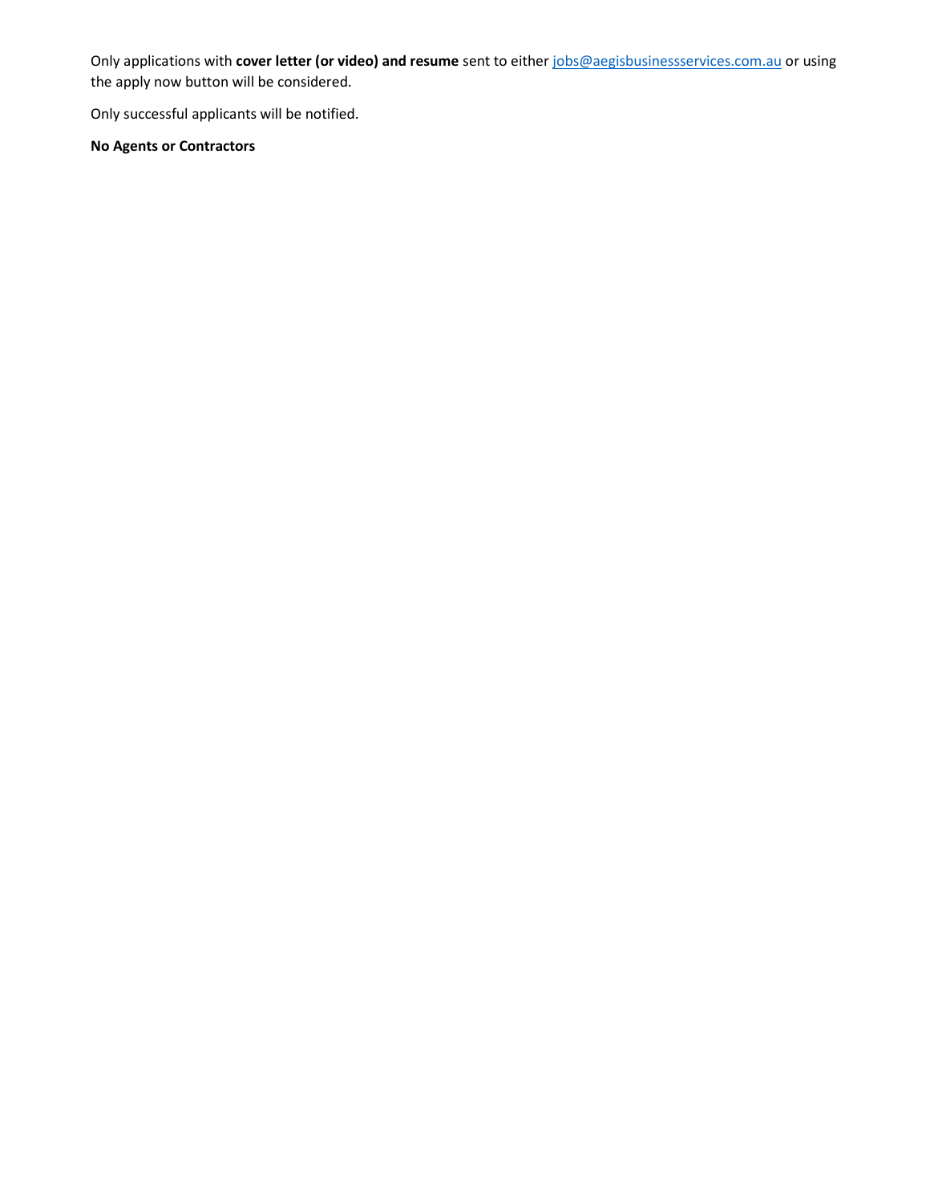Only applications with **cover letter (or video) and resume** sent to either jobs@aegisbusinessservices.com.au or using the apply now button will be considered.

Only successful applicants will be notified.

**No Agents or Contractors**